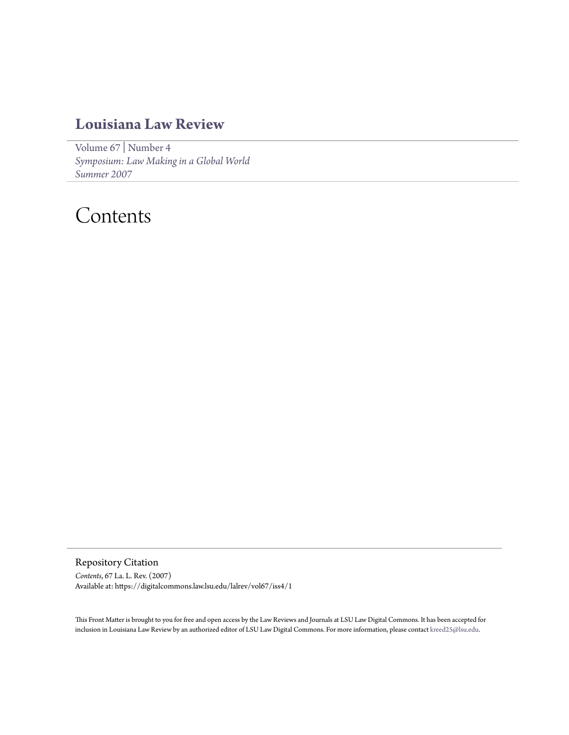# Louisiana Law Review

Volume 67 | Number 4
*Symposium: Law Making in a Global World*
*Summer 2007*

# Contents

## Repository Citation

*Contents*, 67 La. L. Rev. (2007)
Available at: https://digitalcommons.law.lsu.edu/lalrev/vol67/iss4/1

This Front Matter is brought to you for free and open access by the Law Reviews and Journals at LSU Law Digital Commons. It has been accepted for inclusion in Louisiana Law Review by an authorized editor of LSU Law Digital Commons. For more information, please contact kreed25@lsu.edu.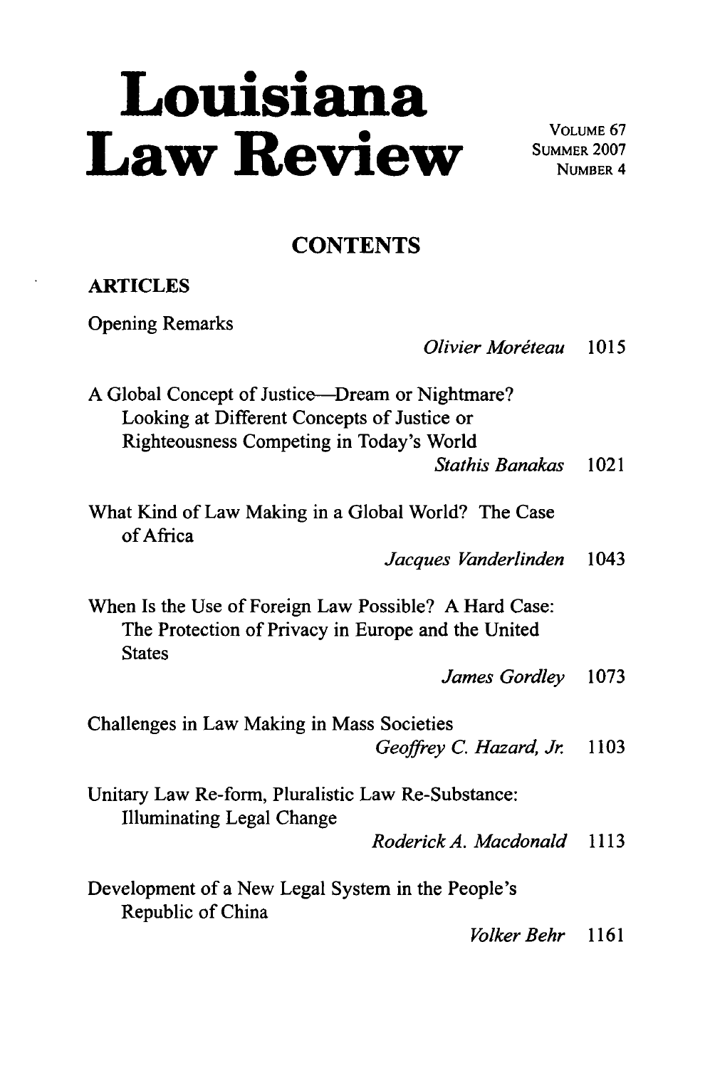# Louisiana Law Review

VOLUME 67
SUMMER 2007
NUMBER 4

## CONTENTS

### ARTICLES

Opening Remarks
*Olivier Moréteau* 1015

A Global Concept of Justice—Dream or Nightmare? Looking at Different Concepts of Justice or Righteousness Competing in Today's World
*Stathis Banakas* 1021

What Kind of Law Making in a Global World? The Case of Africa
*Jacques Vanderlinden* 1043

When Is the Use of Foreign Law Possible? A Hard Case: The Protection of Privacy in Europe and the United States
*James Gordley* 1073

Challenges in Law Making in Mass Societies
*Geoffrey C. Hazard, Jr.* 1103

Unitary Law Re-form, Pluralistic Law Re-Substance: Illuminating Legal Change
*Roderick A. Macdonald* 1113

Development of a New Legal System in the People's Republic of China
*Volker Behr* 1161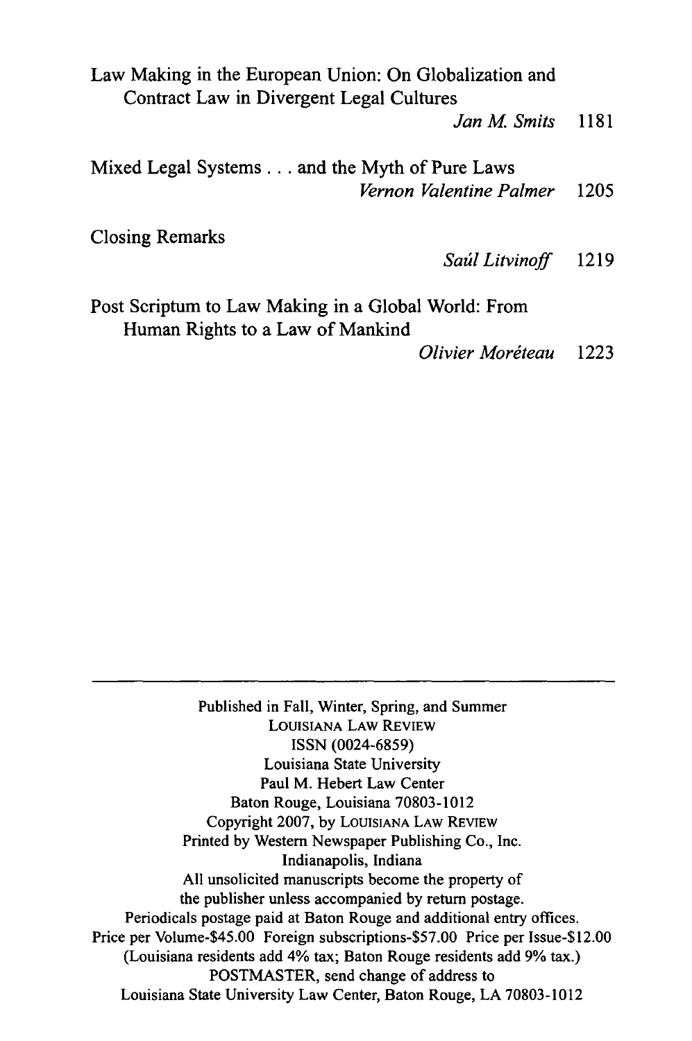Law Making in the European Union: On Globalization and Contract Law in Divergent Legal Cultures
*Jan M. Smits* 1181

Mixed Legal Systems . . . and the Myth of Pure Laws
*Vernon Valentine Palmer* 1205

Closing Remarks
*Saúl Litvinoff* 1219

Post Scriptum to Law Making in a Global World: From Human Rights to a Law of Mankind
*Olivier Moréteau* 1223

---

Published in Fall, Winter, Spring, and Summer
LOUISIANA LAW REVIEW
ISSN (0024-6859)
Louisiana State University
Paul M. Hebert Law Center
Baton Rouge, Louisiana 70803-1012
Copyright 2007, by LOUISIANA LAW REVIEW
Printed by Western Newspaper Publishing Co., Inc.
Indianapolis, Indiana
All unsolicited manuscripts become the property of the publisher unless accompanied by return postage.
Periodicals postage paid at Baton Rouge and additional entry offices.
Price per Volume-$45.00 Foreign subscriptions-$57.00 Price per Issue-$12.00
(Louisiana residents add 4% tax; Baton Rouge residents add 9% tax.)
POSTMASTER, send change of address to
Louisiana State University Law Center, Baton Rouge, LA 70803-1012